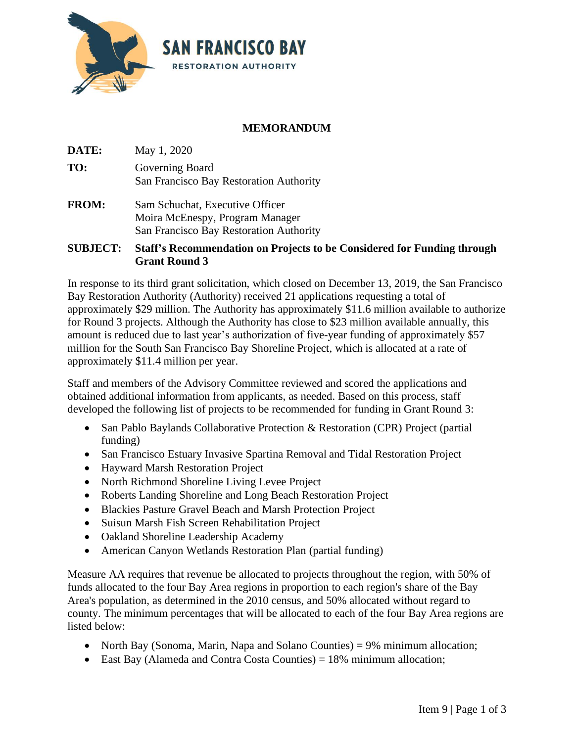SAN FRANCISCO BAY
RESTORATION AUTHORITY

## MEMORANDUM

**DATE:** May 1, 2020

**TO:** Governing Board
San Francisco Bay Restoration Authority

**FROM:** Sam Schuchat, Executive Officer
Moira McEnespy, Program Manager
San Francisco Bay Restoration Authority

**SUBJECT:** **Staff's Recommendation on Projects to be Considered for Funding through Grant Round 3**

In response to its third grant solicitation, which closed on December 13, 2019, the San Francisco Bay Restoration Authority (Authority) received 21 applications requesting a total of approximately $29 million. The Authority has approximately $11.6 million available to authorize for Round 3 projects. Although the Authority has close to $23 million available annually, this amount is reduced due to last year's authorization of five-year funding of approximately $57 million for the South San Francisco Bay Shoreline Project, which is allocated at a rate of approximately $11.4 million per year.

Staff and members of the Advisory Committee reviewed and scored the applications and obtained additional information from applicants, as needed. Based on this process, staff developed the following list of projects to be recommended for funding in Grant Round 3:

- San Pablo Baylands Collaborative Protection & Restoration (CPR) Project (partial funding)
- San Francisco Estuary Invasive Spartina Removal and Tidal Restoration Project
- Hayward Marsh Restoration Project
- North Richmond Shoreline Living Levee Project
- Roberts Landing Shoreline and Long Beach Restoration Project
- Blackies Pasture Gravel Beach and Marsh Protection Project
- Suisun Marsh Fish Screen Rehabilitation Project
- Oakland Shoreline Leadership Academy
- American Canyon Wetlands Restoration Plan (partial funding)

Measure AA requires that revenue be allocated to projects throughout the region, with 50% of funds allocated to the four Bay Area regions in proportion to each region's share of the Bay Area's population, as determined in the 2010 census, and 50% allocated without regard to county. The minimum percentages that will be allocated to each of the four Bay Area regions are listed below:

- North Bay (Sonoma, Marin, Napa and Solano Counties) = 9% minimum allocation;
- East Bay (Alameda and Contra Costa Counties) = 18% minimum allocation;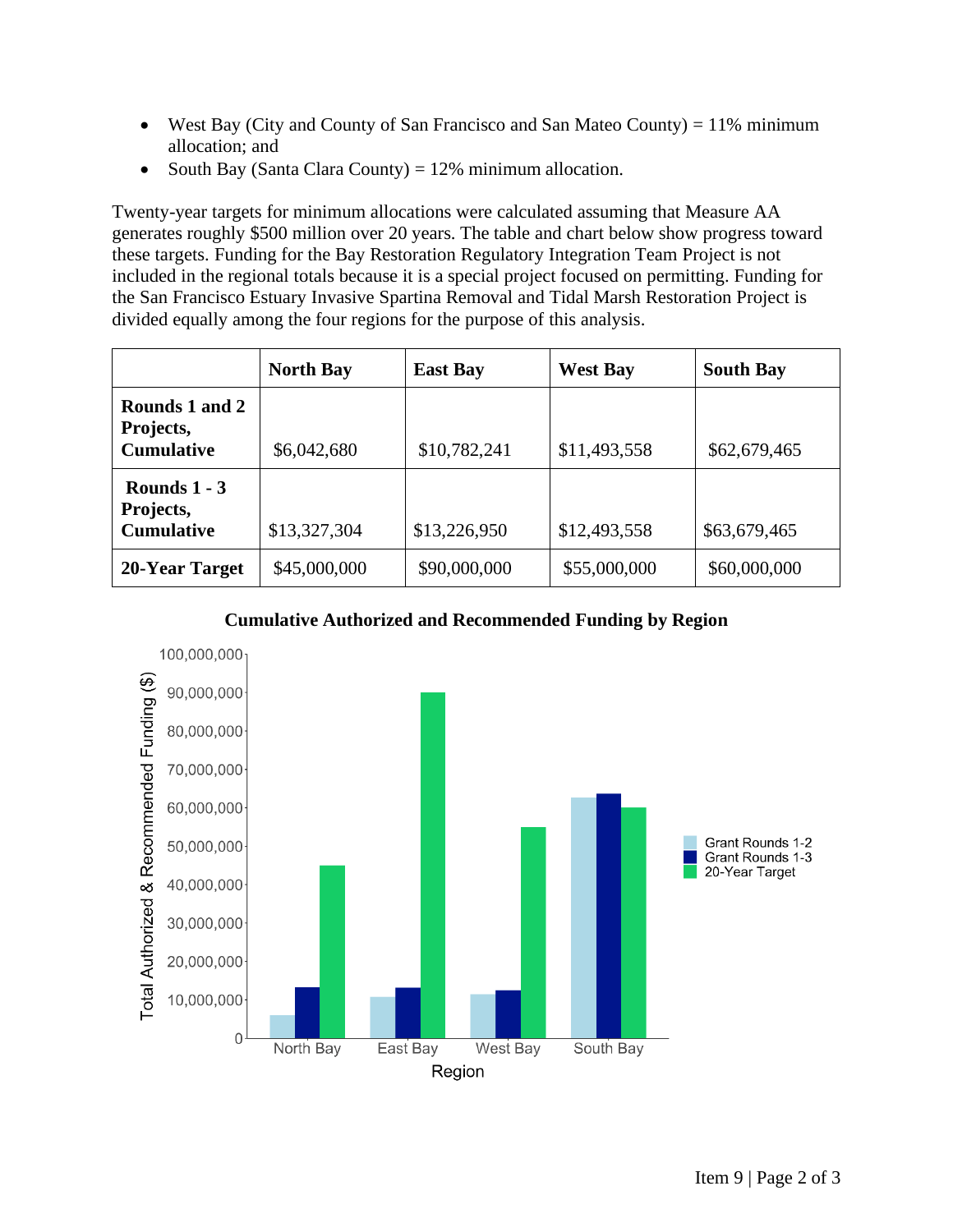- West Bay (City and County of San Francisco and San Mateo County) = 11% minimum allocation; and
- South Bay (Santa Clara County) = 12% minimum allocation.

Twenty-year targets for minimum allocations were calculated assuming that Measure AA generates roughly $500 million over 20 years. The table and chart below show progress toward these targets. Funding for the Bay Restoration Regulatory Integration Team Project is not included in the regional totals because it is a special project focused on permitting. Funding for the San Francisco Estuary Invasive Spartina Removal and Tidal Marsh Restoration Project is divided equally among the four regions for the purpose of this analysis.

| | North Bay | East Bay | West Bay | South Bay |
|---|---|---|---|---|
| **Rounds 1 and 2 Projects, Cumulative** | $6,042,680 | $10,782,241 | $11,493,558 | $62,679,465 |
| **Rounds 1 - 3 Projects, Cumulative** | $13,327,304 | $13,226,950 | $12,493,558 | $63,679,465 |
| **20-Year Target** | $45,000,000 | $90,000,000 | $55,000,000 | $60,000,000 |

**Cumulative Authorized and Recommended Funding by Region**

| Region | Grant Rounds 1-2 | Grant Rounds 1-3 | 20-Year Target |
|---|---|---|---|
| North Bay | 6,042,680 | 13,327,304 | 45,000,000 |
| East Bay | 10,782,241 | 13,226,950 | 90,000,000 |
| West Bay | 11,493,558 | 12,493,558 | 55,000,000 |
| South Bay | 62,679,465 | 63,679,465 | 60,000,000 |

Y-axis: Total Authorized & Recommended Funding ($); X-axis: Region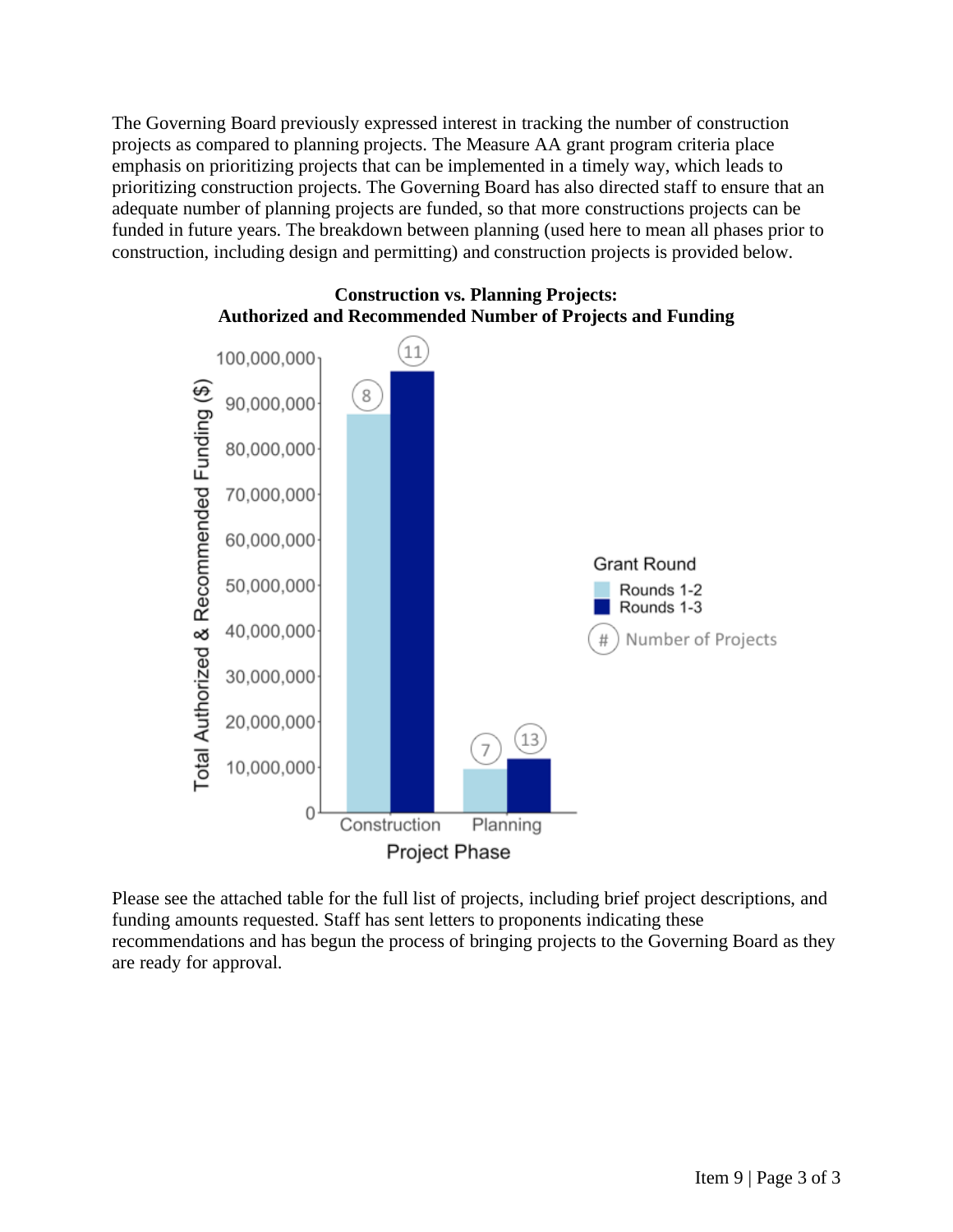The Governing Board previously expressed interest in tracking the number of construction projects as compared to planning projects. The Measure AA grant program criteria place emphasis on prioritizing projects that can be implemented in a timely way, which leads to prioritizing construction projects. The Governing Board has also directed staff to ensure that an adequate number of planning projects are funded, so that more constructions projects can be funded in future years. The breakdown between planning (used here to mean all phases prior to construction, including design and permitting) and construction projects is provided below.

**Construction vs. Planning Projects:**
**Authorized and Recommended Number of Projects and Funding**

Total Authorized & Recommended Funding ($)

100,000,000
90,000,000
80,000,000
70,000,000
60,000,000
50,000,000
40,000,000
30,000,000
20,000,000
10,000,000
0

8
11
7
13

Construction
Planning

Project Phase

Grant Round
Rounds 1-2
Rounds 1-3
# Number of Projects

Please see the attached table for the full list of projects, including brief project descriptions, and funding amounts requested. Staff has sent letters to proponents indicating these recommendations and has begun the process of bringing projects to the Governing Board as they are ready for approval.